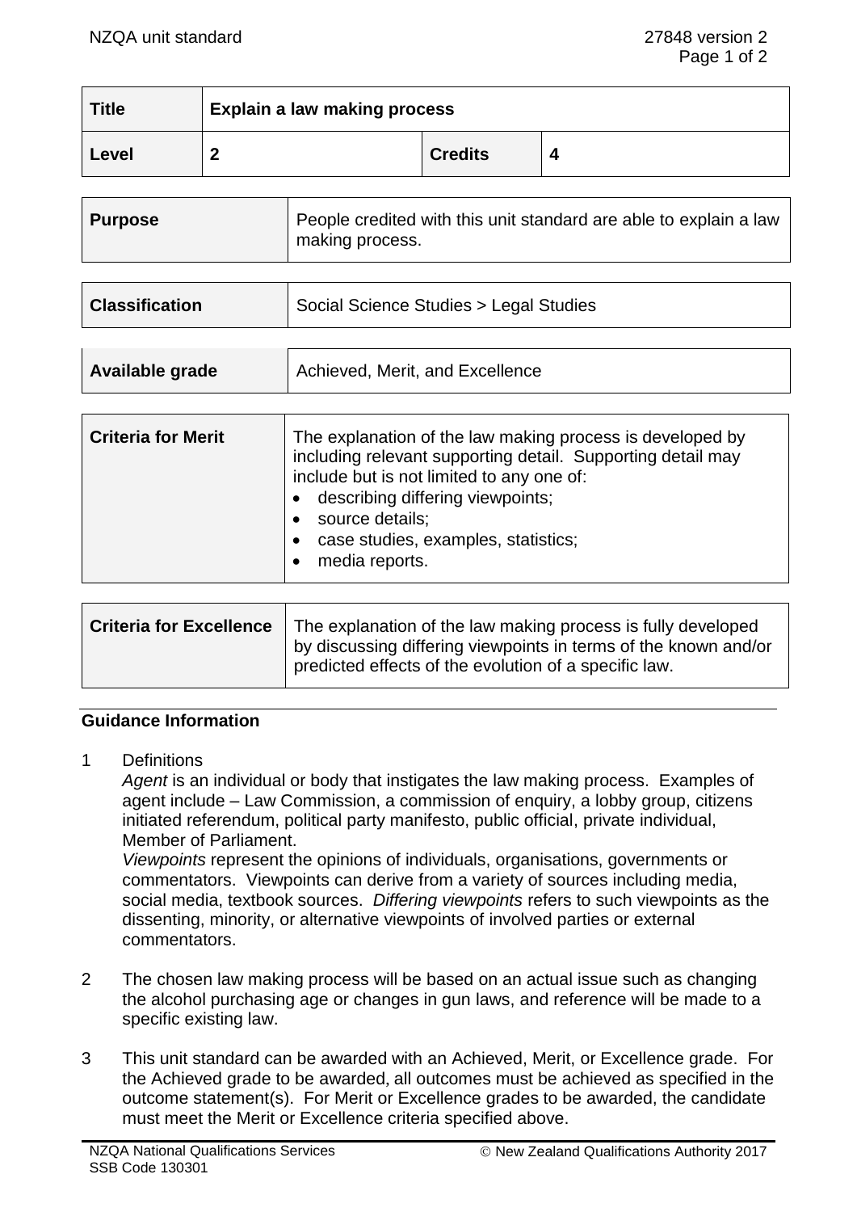| Title | Explain a law making process | | |
|---|---|---|---|
| **Level** | **2** | **Credits** | **4** |

| **Purpose** | People credited with this unit standard are able to explain a law making process. |
|---|---|

| **Classification** | Social Science Studies > Legal Studies |
|---|---|

| **Available grade** | Achieved, Merit, and Excellence |
|---|---|

| **Criteria for Merit** | The explanation of the law making process is developed by including relevant supporting detail. Supporting detail may include but is not limited to any one of:<br>• describing differing viewpoints;<br>• source details;<br>• case studies, examples, statistics;<br>• media reports. |
|---|---|

| **Criteria for Excellence** | The explanation of the law making process is fully developed by discussing differing viewpoints in terms of the known and/or predicted effects of the evolution of a specific law. |
|---|---|

## Guidance Information

1. Definitions

   *Agent* is an individual or body that instigates the law making process. Examples of agent include – Law Commission, a commission of enquiry, a lobby group, citizens initiated referendum, political party manifesto, public official, private individual, Member of Parliament.

   *Viewpoints* represent the opinions of individuals, organisations, governments or commentators. Viewpoints can derive from a variety of sources including media, social media, textbook sources. *Differing viewpoints* refers to such viewpoints as the dissenting, minority, or alternative viewpoints of involved parties or external commentators.

2. The chosen law making process will be based on an actual issue such as changing the alcohol purchasing age or changes in gun laws, and reference will be made to a specific existing law.

3. This unit standard can be awarded with an Achieved, Merit, or Excellence grade. For the Achieved grade to be awarded, all outcomes must be achieved as specified in the outcome statement(s). For Merit or Excellence grades to be awarded, the candidate must meet the Merit or Excellence criteria specified above.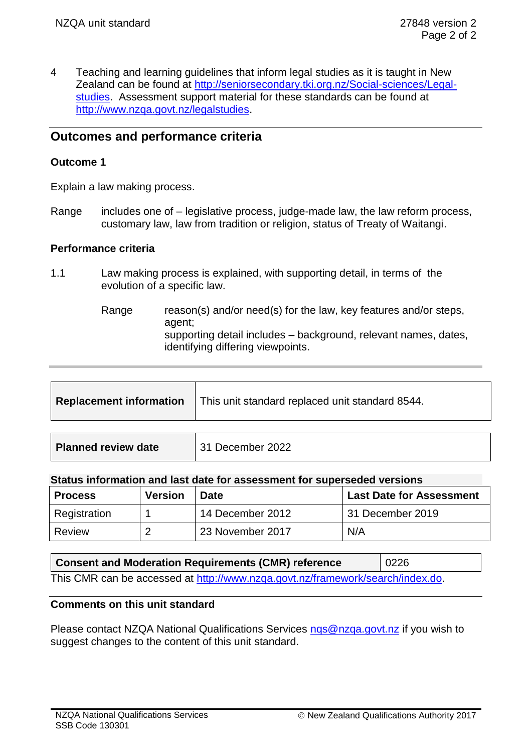4 Teaching and learning guidelines that inform legal studies as it is taught in New Zealand can be found at http://seniorsecondary.tki.org.nz/Social-sciences/Legal-studies. Assessment support material for these standards can be found at http://www.nzqa.govt.nz/legalstudies.

## Outcomes and performance criteria

### Outcome 1

Explain a law making process.

Range includes one of – legislative process, judge-made law, the law reform process, customary law, law from tradition or religion, status of Treaty of Waitangi.

### Performance criteria

1.1 Law making process is explained, with supporting detail, in terms of the evolution of a specific law.

Range reason(s) and/or need(s) for the law, key features and/or steps, agent;
supporting detail includes – background, relevant names, dates, identifying differing viewpoints.

| | |
|---|---|
| **Replacement information** | This unit standard replaced unit standard 8544. |

| | |
|---|---|
| **Planned review date** | 31 December 2022 |

**Status information and last date for assessment for superseded versions**

| Process | Version | Date | Last Date for Assessment |
|---|---|---|---|
| Registration | 1 | 14 December 2012 | 31 December 2019 |
| Review | 2 | 23 November 2017 | N/A |

| | |
|---|---|
| **Consent and Moderation Requirements (CMR) reference** | 0226 |

This CMR can be accessed at http://www.nzqa.govt.nz/framework/search/index.do.

### Comments on this unit standard

Please contact NZQA National Qualifications Services nqs@nzqa.govt.nz if you wish to suggest changes to the content of this unit standard.